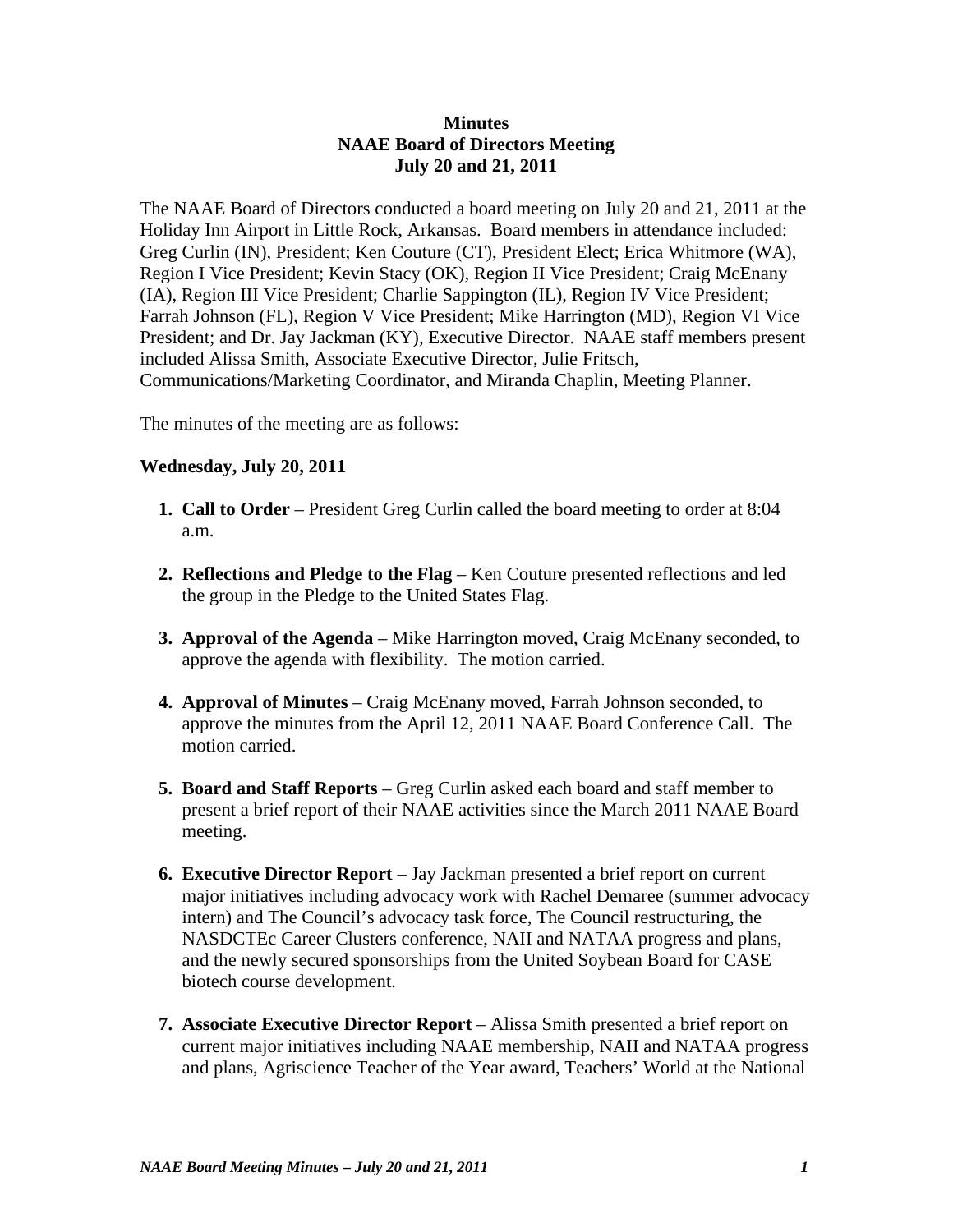**Minutes**
**NAAE Board of Directors Meeting**
**July 20 and 21, 2011**

The NAAE Board of Directors conducted a board meeting on July 20 and 21, 2011 at the Holiday Inn Airport in Little Rock, Arkansas. Board members in attendance included: Greg Curlin (IN), President; Ken Couture (CT), President Elect; Erica Whitmore (WA), Region I Vice President; Kevin Stacy (OK), Region II Vice President; Craig McEnany (IA), Region III Vice President; Charlie Sappington (IL), Region IV Vice President; Farrah Johnson (FL), Region V Vice President; Mike Harrington (MD), Region VI Vice President; and Dr. Jay Jackman (KY), Executive Director. NAAE staff members present included Alissa Smith, Associate Executive Director, Julie Fritsch, Communications/Marketing Coordinator, and Miranda Chaplin, Meeting Planner.

The minutes of the meeting are as follows:

**Wednesday, July 20, 2011**

1. **Call to Order** – President Greg Curlin called the board meeting to order at 8:04 a.m.

2. **Reflections and Pledge to the Flag** – Ken Couture presented reflections and led the group in the Pledge to the United States Flag.

3. **Approval of the Agenda** – Mike Harrington moved, Craig McEnany seconded, to approve the agenda with flexibility. The motion carried.

4. **Approval of Minutes** – Craig McEnany moved, Farrah Johnson seconded, to approve the minutes from the April 12, 2011 NAAE Board Conference Call. The motion carried.

5. **Board and Staff Reports** – Greg Curlin asked each board and staff member to present a brief report of their NAAE activities since the March 2011 NAAE Board meeting.

6. **Executive Director Report** – Jay Jackman presented a brief report on current major initiatives including advocacy work with Rachel Demaree (summer advocacy intern) and The Council's advocacy task force, The Council restructuring, the NASDCTEc Career Clusters conference, NAII and NATAA progress and plans, and the newly secured sponsorships from the United Soybean Board for CASE biotech course development.

7. **Associate Executive Director Report** – Alissa Smith presented a brief report on current major initiatives including NAAE membership, NAII and NATAA progress and plans, Agriscience Teacher of the Year award, Teachers' World at the National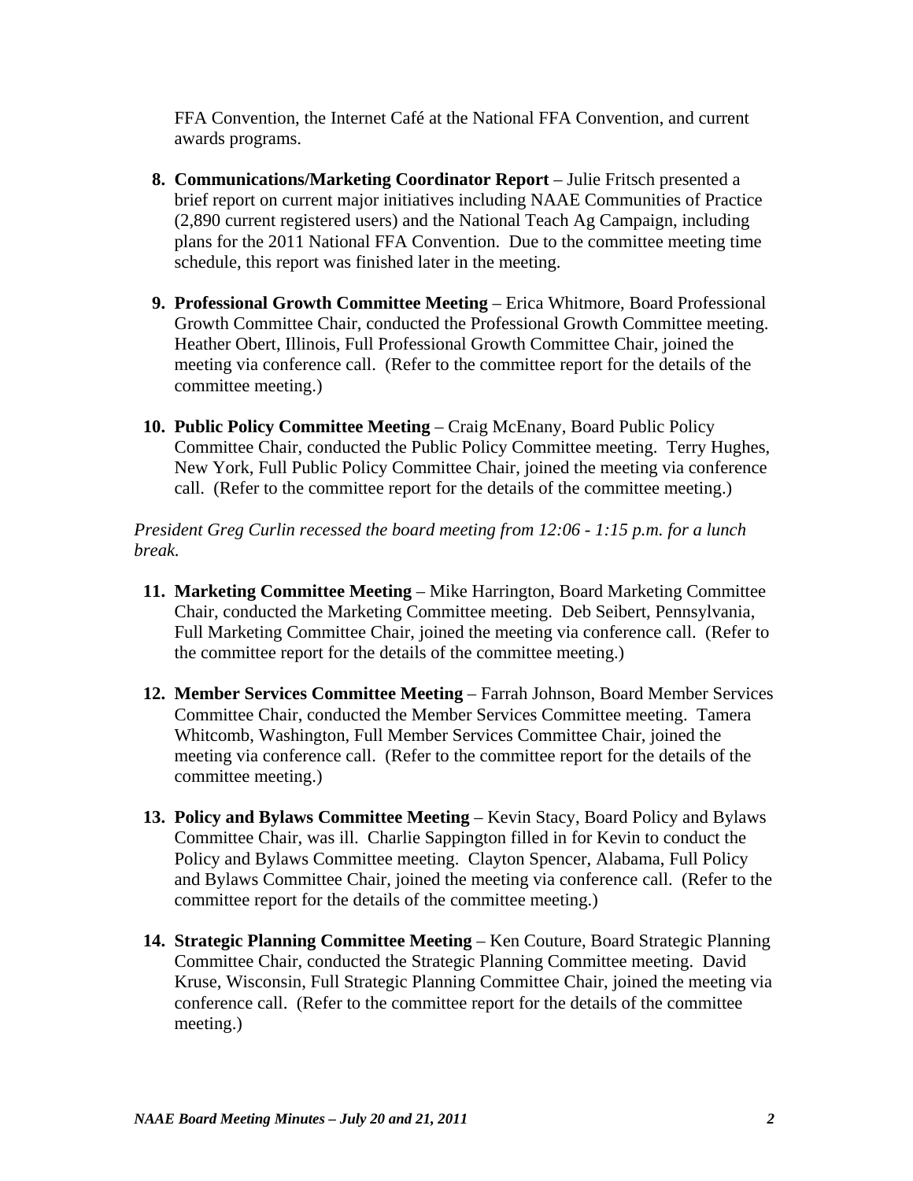FFA Convention, the Internet Café at the National FFA Convention, and current awards programs.

8. **Communications/Marketing Coordinator Report** – Julie Fritsch presented a brief report on current major initiatives including NAAE Communities of Practice (2,890 current registered users) and the National Teach Ag Campaign, including plans for the 2011 National FFA Convention. Due to the committee meeting time schedule, this report was finished later in the meeting.

9. **Professional Growth Committee Meeting** – Erica Whitmore, Board Professional Growth Committee Chair, conducted the Professional Growth Committee meeting. Heather Obert, Illinois, Full Professional Growth Committee Chair, joined the meeting via conference call. (Refer to the committee report for the details of the committee meeting.)

10. **Public Policy Committee Meeting** – Craig McEnany, Board Public Policy Committee Chair, conducted the Public Policy Committee meeting. Terry Hughes, New York, Full Public Policy Committee Chair, joined the meeting via conference call. (Refer to the committee report for the details of the committee meeting.)

*President Greg Curlin recessed the board meeting from 12:06 - 1:15 p.m. for a lunch break.*

11. **Marketing Committee Meeting** – Mike Harrington, Board Marketing Committee Chair, conducted the Marketing Committee meeting. Deb Seibert, Pennsylvania, Full Marketing Committee Chair, joined the meeting via conference call. (Refer to the committee report for the details of the committee meeting.)

12. **Member Services Committee Meeting** – Farrah Johnson, Board Member Services Committee Chair, conducted the Member Services Committee meeting. Tamera Whitcomb, Washington, Full Member Services Committee Chair, joined the meeting via conference call. (Refer to the committee report for the details of the committee meeting.)

13. **Policy and Bylaws Committee Meeting** – Kevin Stacy, Board Policy and Bylaws Committee Chair, was ill. Charlie Sappington filled in for Kevin to conduct the Policy and Bylaws Committee meeting. Clayton Spencer, Alabama, Full Policy and Bylaws Committee Chair, joined the meeting via conference call. (Refer to the committee report for the details of the committee meeting.)

14. **Strategic Planning Committee Meeting** – Ken Couture, Board Strategic Planning Committee Chair, conducted the Strategic Planning Committee meeting. David Kruse, Wisconsin, Full Strategic Planning Committee Chair, joined the meeting via conference call. (Refer to the committee report for the details of the committee meeting.)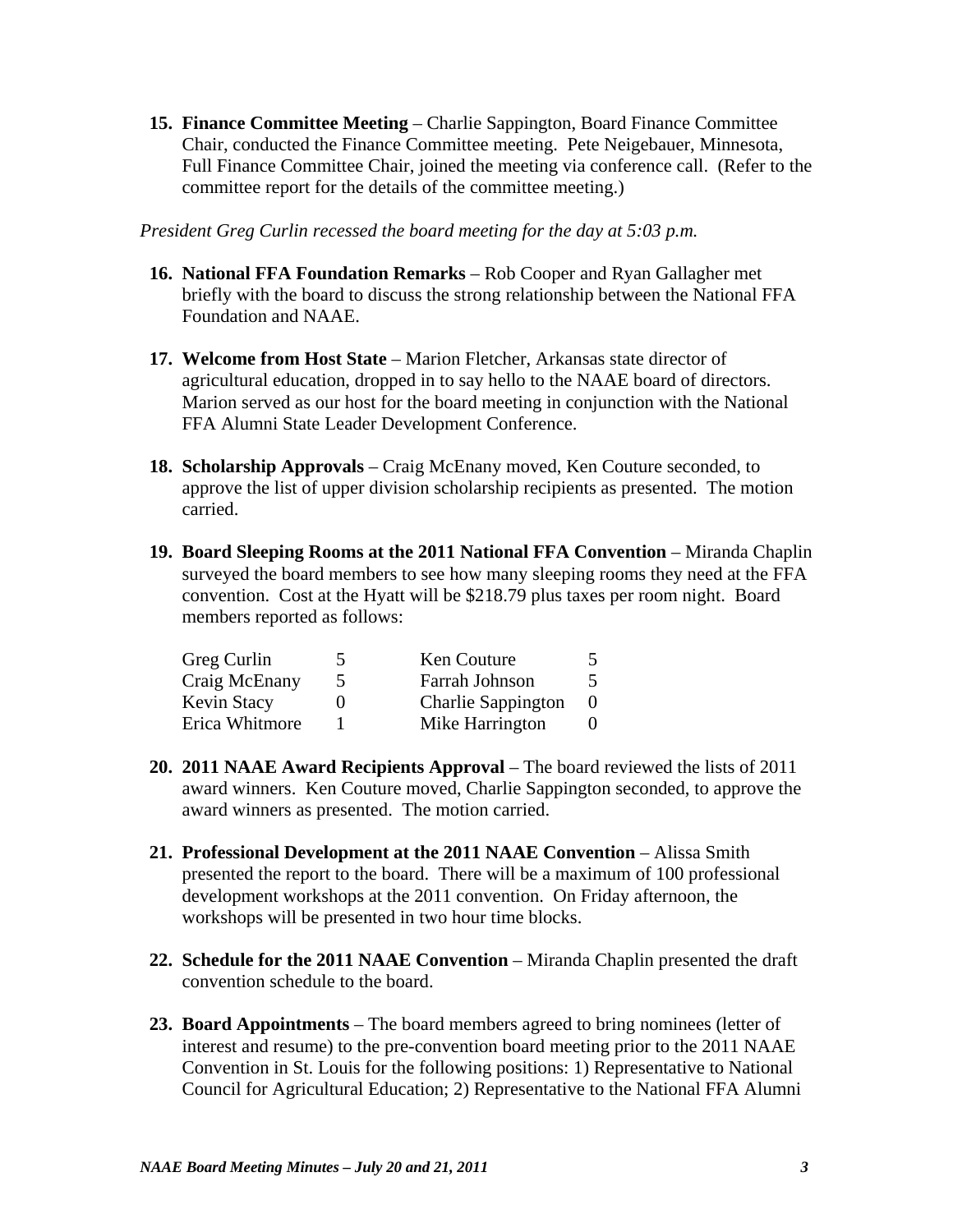15. **Finance Committee Meeting** – Charlie Sappington, Board Finance Committee Chair, conducted the Finance Committee meeting. Pete Neigebauer, Minnesota, Full Finance Committee Chair, joined the meeting via conference call. (Refer to the committee report for the details of the committee meeting.)

*President Greg Curlin recessed the board meeting for the day at 5:03 p.m.*

16. **National FFA Foundation Remarks** – Rob Cooper and Ryan Gallagher met briefly with the board to discuss the strong relationship between the National FFA Foundation and NAAE.

17. **Welcome from Host State** – Marion Fletcher, Arkansas state director of agricultural education, dropped in to say hello to the NAAE board of directors. Marion served as our host for the board meeting in conjunction with the National FFA Alumni State Leader Development Conference.

18. **Scholarship Approvals** – Craig McEnany moved, Ken Couture seconded, to approve the list of upper division scholarship recipients as presented. The motion carried.

19. **Board Sleeping Rooms at the 2011 National FFA Convention** – Miranda Chaplin surveyed the board members to see how many sleeping rooms they need at the FFA convention. Cost at the Hyatt will be $218.79 plus taxes per room night. Board members reported as follows:

| | | | |
|---|---|---|---|
| Greg Curlin | 5 | Ken Couture | 5 |
| Craig McEnany | 5 | Farrah Johnson | 5 |
| Kevin Stacy | 0 | Charlie Sappington | 0 |
| Erica Whitmore | 1 | Mike Harrington | 0 |

20. **2011 NAAE Award Recipients Approval** – The board reviewed the lists of 2011 award winners. Ken Couture moved, Charlie Sappington seconded, to approve the award winners as presented. The motion carried.

21. **Professional Development at the 2011 NAAE Convention** – Alissa Smith presented the report to the board. There will be a maximum of 100 professional development workshops at the 2011 convention. On Friday afternoon, the workshops will be presented in two hour time blocks.

22. **Schedule for the 2011 NAAE Convention** – Miranda Chaplin presented the draft convention schedule to the board.

23. **Board Appointments** – The board members agreed to bring nominees (letter of interest and resume) to the pre-convention board meeting prior to the 2011 NAAE Convention in St. Louis for the following positions: 1) Representative to National Council for Agricultural Education; 2) Representative to the National FFA Alumni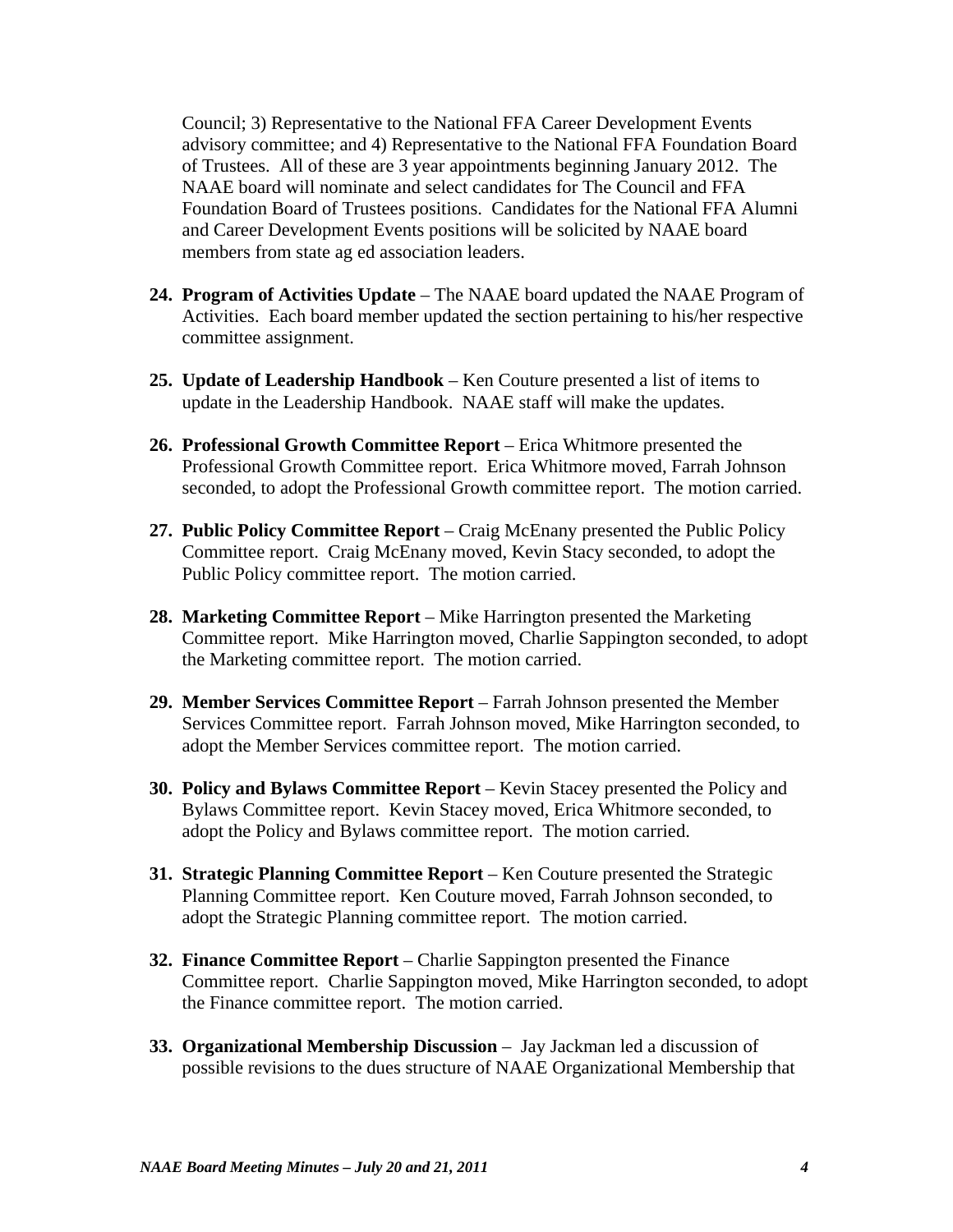Council; 3) Representative to the National FFA Career Development Events advisory committee; and 4) Representative to the National FFA Foundation Board of Trustees. All of these are 3 year appointments beginning January 2012. The NAAE board will nominate and select candidates for The Council and FFA Foundation Board of Trustees positions. Candidates for the National FFA Alumni and Career Development Events positions will be solicited by NAAE board members from state ag ed association leaders.

24. **Program of Activities Update** – The NAAE board updated the NAAE Program of Activities. Each board member updated the section pertaining to his/her respective committee assignment.

25. **Update of Leadership Handbook** – Ken Couture presented a list of items to update in the Leadership Handbook. NAAE staff will make the updates.

26. **Professional Growth Committee Report** – Erica Whitmore presented the Professional Growth Committee report. Erica Whitmore moved, Farrah Johnson seconded, to adopt the Professional Growth committee report. The motion carried.

27. **Public Policy Committee Report** – Craig McEnany presented the Public Policy Committee report. Craig McEnany moved, Kevin Stacy seconded, to adopt the Public Policy committee report. The motion carried.

28. **Marketing Committee Report** – Mike Harrington presented the Marketing Committee report. Mike Harrington moved, Charlie Sappington seconded, to adopt the Marketing committee report. The motion carried.

29. **Member Services Committee Report** – Farrah Johnson presented the Member Services Committee report. Farrah Johnson moved, Mike Harrington seconded, to adopt the Member Services committee report. The motion carried.

30. **Policy and Bylaws Committee Report** – Kevin Stacey presented the Policy and Bylaws Committee report. Kevin Stacey moved, Erica Whitmore seconded, to adopt the Policy and Bylaws committee report. The motion carried.

31. **Strategic Planning Committee Report** – Ken Couture presented the Strategic Planning Committee report. Ken Couture moved, Farrah Johnson seconded, to adopt the Strategic Planning committee report. The motion carried.

32. **Finance Committee Report** – Charlie Sappington presented the Finance Committee report. Charlie Sappington moved, Mike Harrington seconded, to adopt the Finance committee report. The motion carried.

33. **Organizational Membership Discussion** – Jay Jackman led a discussion of possible revisions to the dues structure of NAAE Organizational Membership that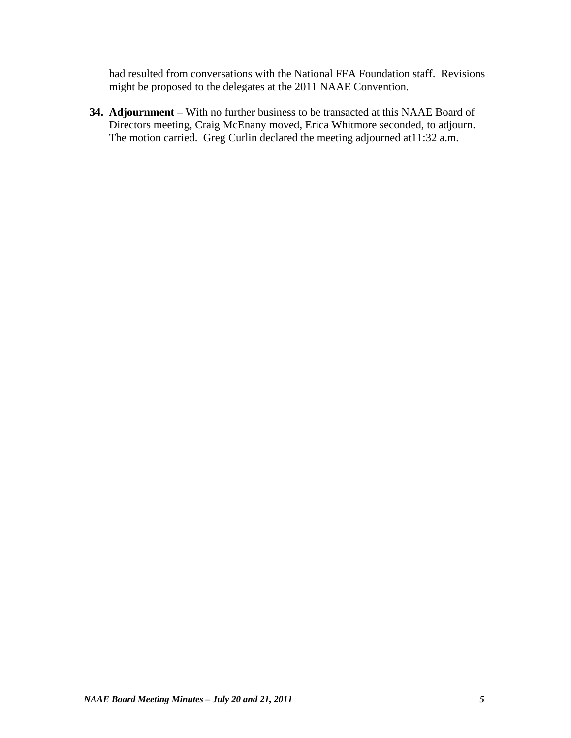had resulted from conversations with the National FFA Foundation staff. Revisions might be proposed to the delegates at the 2011 NAAE Convention.

34. **Adjournment** – With no further business to be transacted at this NAAE Board of Directors meeting, Craig McEnany moved, Erica Whitmore seconded, to adjourn. The motion carried. Greg Curlin declared the meeting adjourned at11:32 a.m.